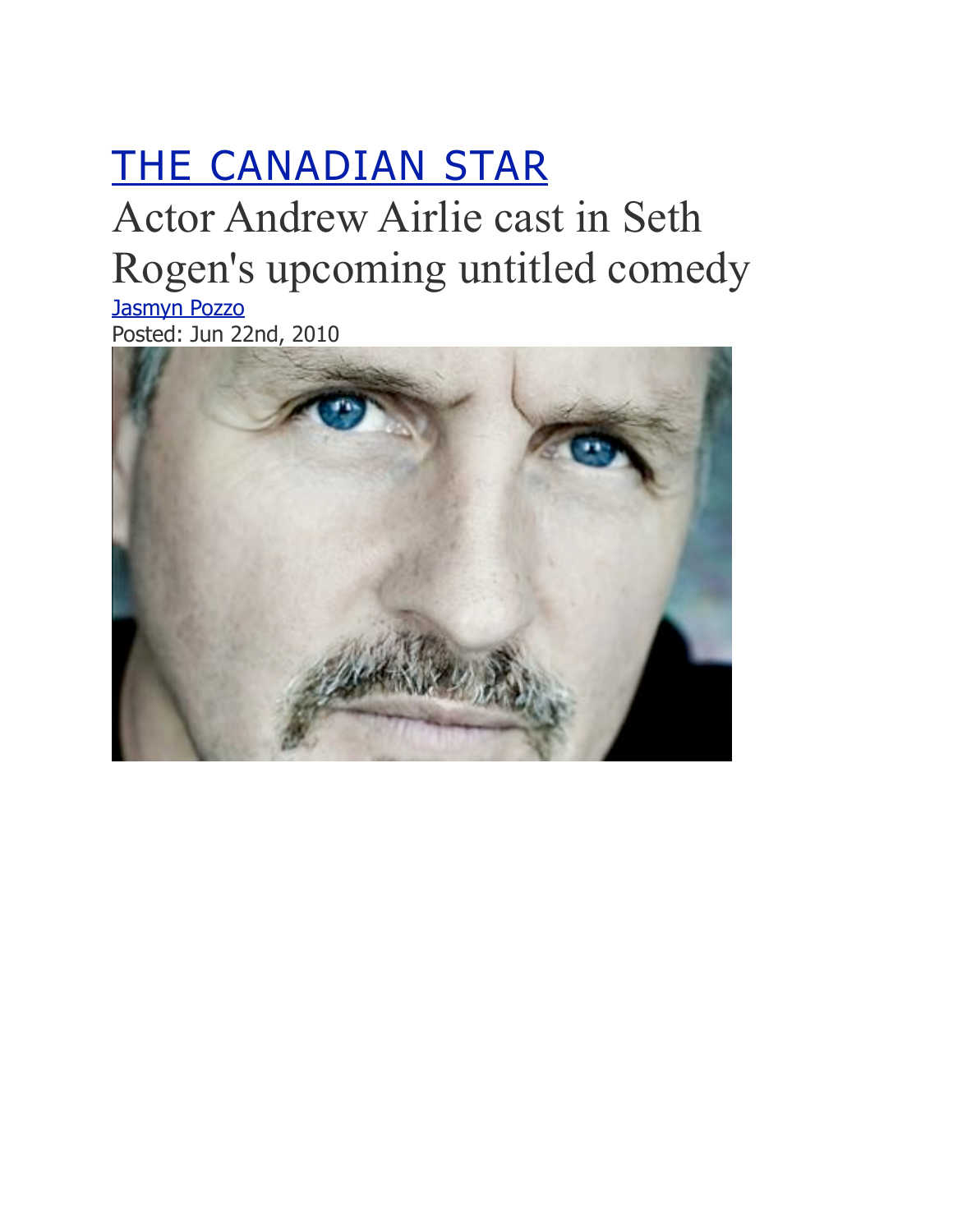[THE CANADIAN STAR]

# Actor Andrew Airlie cast in Seth Rogen's upcoming untitled comedy

[Jasmyn Pozzo]

Posted: Jun 22nd, 2010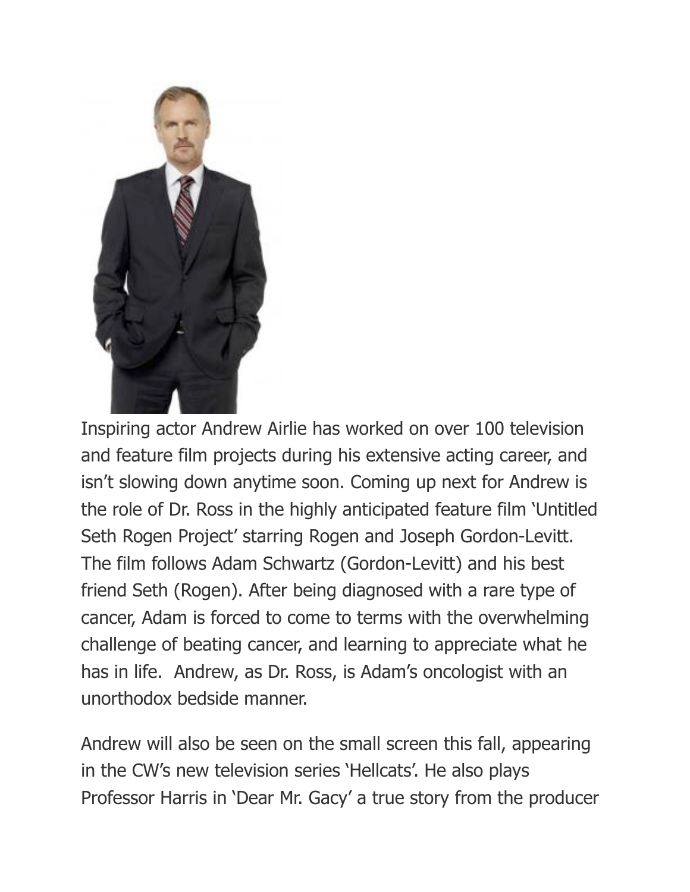Inspiring actor Andrew Airlie has worked on over 100 television and feature film projects during his extensive acting career, and isn't slowing down anytime soon. Coming up next for Andrew is the role of Dr. Ross in the highly anticipated feature film 'Untitled Seth Rogen Project' starring Rogen and Joseph Gordon-Levitt. The film follows Adam Schwartz (Gordon-Levitt) and his best friend Seth (Rogen). After being diagnosed with a rare type of cancer, Adam is forced to come to terms with the overwhelming challenge of beating cancer, and learning to appreciate what he has in life. Andrew, as Dr. Ross, is Adam's oncologist with an unorthodox bedside manner.

Andrew will also be seen on the small screen this fall, appearing in the CW's new television series 'Hellcats'. He also plays Professor Harris in 'Dear Mr. Gacy' a true story from the producer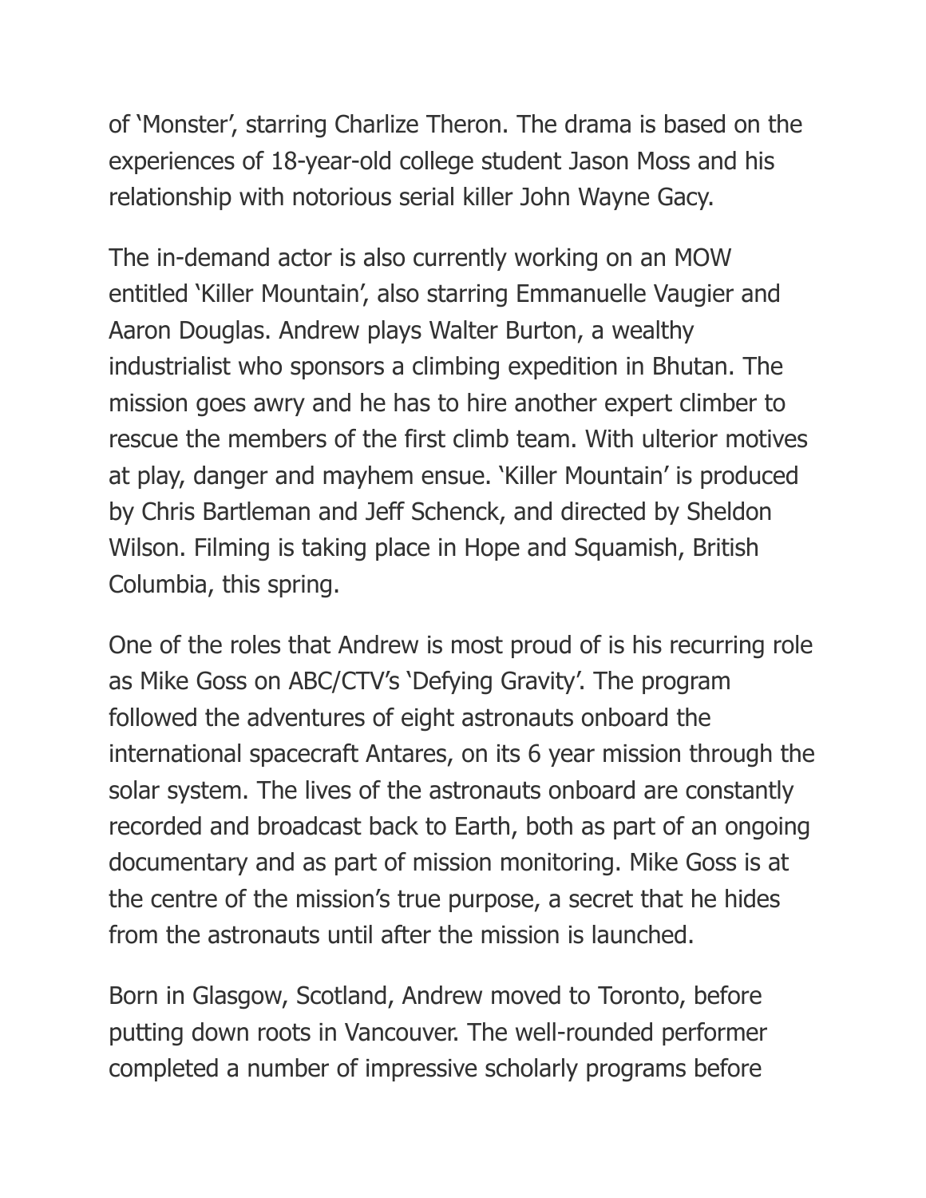of ‘Monster’, starring Charlize Theron. The drama is based on the experiences of 18-year-old college student Jason Moss and his relationship with notorious serial killer John Wayne Gacy.

The in-demand actor is also currently working on an MOW entitled ‘Killer Mountain’, also starring Emmanuelle Vaugier and Aaron Douglas. Andrew plays Walter Burton, a wealthy industrialist who sponsors a climbing expedition in Bhutan. The mission goes awry and he has to hire another expert climber to rescue the members of the first climb team. With ulterior motives at play, danger and mayhem ensue. ‘Killer Mountain’ is produced by Chris Bartleman and Jeff Schenck, and directed by Sheldon Wilson. Filming is taking place in Hope and Squamish, British Columbia, this spring.

One of the roles that Andrew is most proud of is his recurring role as Mike Goss on ABC/CTV’s ‘Defying Gravity’. The program followed the adventures of eight astronauts onboard the international spacecraft Antares, on its 6 year mission through the solar system. The lives of the astronauts onboard are constantly recorded and broadcast back to Earth, both as part of an ongoing documentary and as part of mission monitoring. Mike Goss is at the centre of the mission’s true purpose, a secret that he hides from the astronauts until after the mission is launched.

Born in Glasgow, Scotland, Andrew moved to Toronto, before putting down roots in Vancouver. The well-rounded performer completed a number of impressive scholarly programs before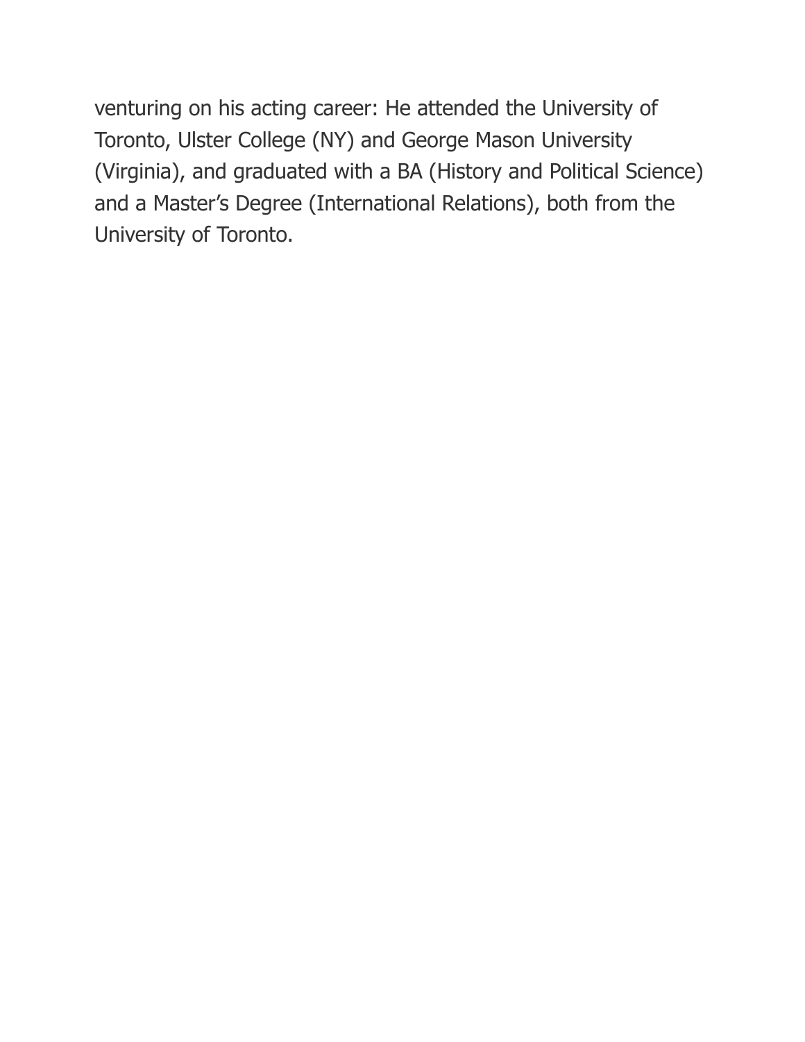venturing on his acting career: He attended the University of Toronto, Ulster College (NY) and George Mason University (Virginia), and graduated with a BA (History and Political Science) and a Master's Degree (International Relations), both from the University of Toronto.